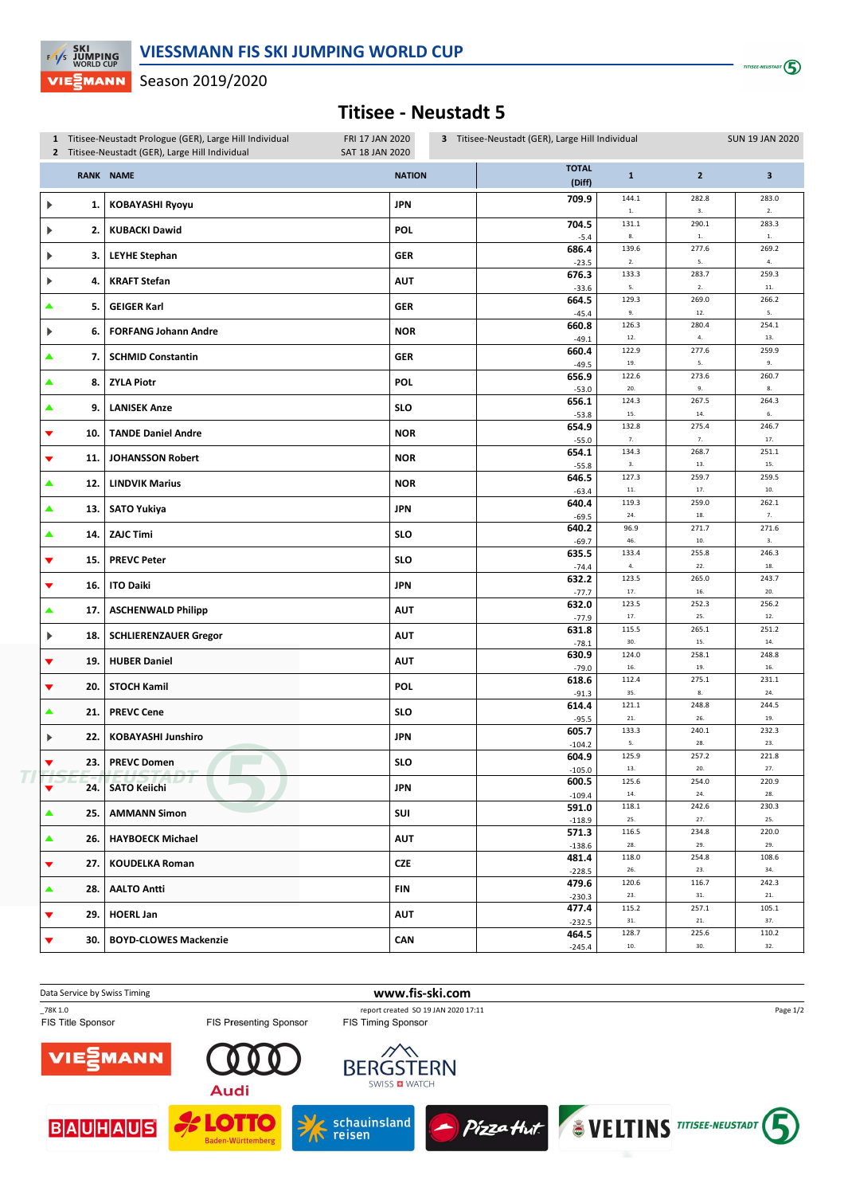# VIESSMANN FIS SKI JUMPING WORLD CUP

Season 2019/2020

## Titisee - Neustadt 5

1 Titisee-Neustadt Prologue (GER), Large Hill Individual — FRI 17 JAN 2020
2 Titisee-Neustadt (GER), Large Hill Individual — SAT 18 JAN 2020
3 Titisee-Neustadt (GER), Large Hill Individual — SUN 19 JAN 2020

| | RANK | NAME | NATION | TOTAL (Diff) | 1 | 2 | 3 |
|---|---|---|---|---|---|---|---|
| ▶ | 1. | KOBAYASHI Ryoyu | JPN | 709.9 | 144.1 1. | 282.8 3. | 283.0 2. |
| ▶ | 2. | KUBACKI Dawid | POL | 704.5 -5.4 | 131.1 8. | 290.1 1. | 283.3 1. |
| ▶ | 3. | LEYHE Stephan | GER | 686.4 -23.5 | 139.6 2. | 277.6 5. | 269.2 4. |
| ▶ | 4. | KRAFT Stefan | AUT | 676.3 -33.6 | 133.3 5. | 283.7 2. | 259.3 11. |
| ▲ | 5. | GEIGER Karl | GER | 664.5 -45.4 | 129.3 9. | 269.0 12. | 266.2 5. |
| ▶ | 6. | FORFANG Johann Andre | NOR | 660.8 -49.1 | 126.3 12. | 280.4 4. | 254.1 13. |
| ▲ | 7. | SCHMID Constantin | GER | 660.4 -49.5 | 122.9 19. | 277.6 5. | 259.9 9. |
| ▲ | 8. | ZYLA Piotr | POL | 656.9 -53.0 | 122.6 20. | 273.6 9. | 260.7 8. |
| ▲ | 9. | LANISEK Anze | SLO | 656.1 -53.8 | 124.3 15. | 267.5 14. | 264.3 6. |
| ▼ | 10. | TANDE Daniel Andre | NOR | 654.9 -55.0 | 132.8 7. | 275.4 7. | 246.7 17. |
| ▼ | 11. | JOHANSSON Robert | NOR | 654.1 -55.8 | 134.3 3. | 268.7 13. | 251.1 15. |
| ▲ | 12. | LINDVIK Marius | NOR | 646.5 -63.4 | 127.3 11. | 259.7 17. | 259.5 10. |
| ▲ | 13. | SATO Yukiya | JPN | 640.4 -69.5 | 119.3 24. | 259.0 18. | 262.1 7. |
| ▲ | 14. | ZAJC Timi | SLO | 640.2 -69.7 | 96.9 46. | 271.7 10. | 271.6 3. |
| ▼ | 15. | PREVC Peter | SLO | 635.5 -74.4 | 133.4 4. | 255.8 22. | 246.3 18. |
| ▼ | 16. | ITO Daiki | JPN | 632.2 -77.7 | 123.5 17. | 265.0 16. | 243.7 20. |
| ▲ | 17. | ASCHENWALD Philipp | AUT | 632.0 -77.9 | 123.5 17. | 252.3 25. | 256.2 12. |
| ▶ | 18. | SCHLIERENZAUER Gregor | AUT | 631.8 -78.1 | 115.5 30. | 265.1 15. | 251.2 14. |
| ▼ | 19. | HUBER Daniel | AUT | 630.9 -79.0 | 124.0 16. | 258.1 19. | 248.8 16. |
| ▼ | 20. | STOCH Kamil | POL | 618.6 -91.3 | 112.4 35. | 275.1 8. | 231.1 24. |
| ▲ | 21. | PREVC Cene | SLO | 614.4 -95.5 | 121.1 21. | 248.8 26. | 244.5 19. |
| ▶ | 22. | KOBAYASHI Junshiro | JPN | 605.7 -104.2 | 133.3 5. | 240.1 28. | 232.3 23. |
| ▼ | 23. | PREVC Domen | SLO | 604.9 -105.0 | 125.9 13. | 257.2 20. | 221.8 27. |
| ▼ | 24. | SATO Keiichi | JPN | 600.5 -109.4 | 125.6 14. | 254.0 24. | 220.9 28. |
| ▲ | 25. | AMMANN Simon | SUI | 591.0 -118.9 | 118.1 25. | 242.6 27. | 230.3 25. |
| ▲ | 26. | HAYBOECK Michael | AUT | 571.3 -138.6 | 116.5 28. | 234.8 29. | 220.0 29. |
| ▼ | 27. | KOUDELKA Roman | CZE | 481.4 -228.5 | 118.0 26. | 254.8 23. | 108.6 34. |
| ▲ | 28. | AALTO Antti | FIN | 479.6 -230.3 | 120.6 23. | 116.7 31. | 242.3 21. |
| ▼ | 29. | HOERL Jan | AUT | 477.4 -232.5 | 115.2 31. | 257.1 21. | 105.1 37. |
| ▼ | 30. | BOYD-CLOWES Mackenzie | CAN | 464.5 -245.4 | 128.7 10. | 225.6 30. | 110.2 32. |

Data Service by Swiss Timing — www.fis-ski.com

_78K 1.0 — report created SO 19 JAN 2020 17:11

FIS Title Sponsor: VIESSMANN — FIS Presenting Sponsor: Audi — FIS Timing Sponsor: BERGSTERN SWISS WATCH

BAUHAUS — LOTTO Baden-Württemberg — schauinsland reisen — Pizza Hut — VELTINS — TITISEE-NEUSTADT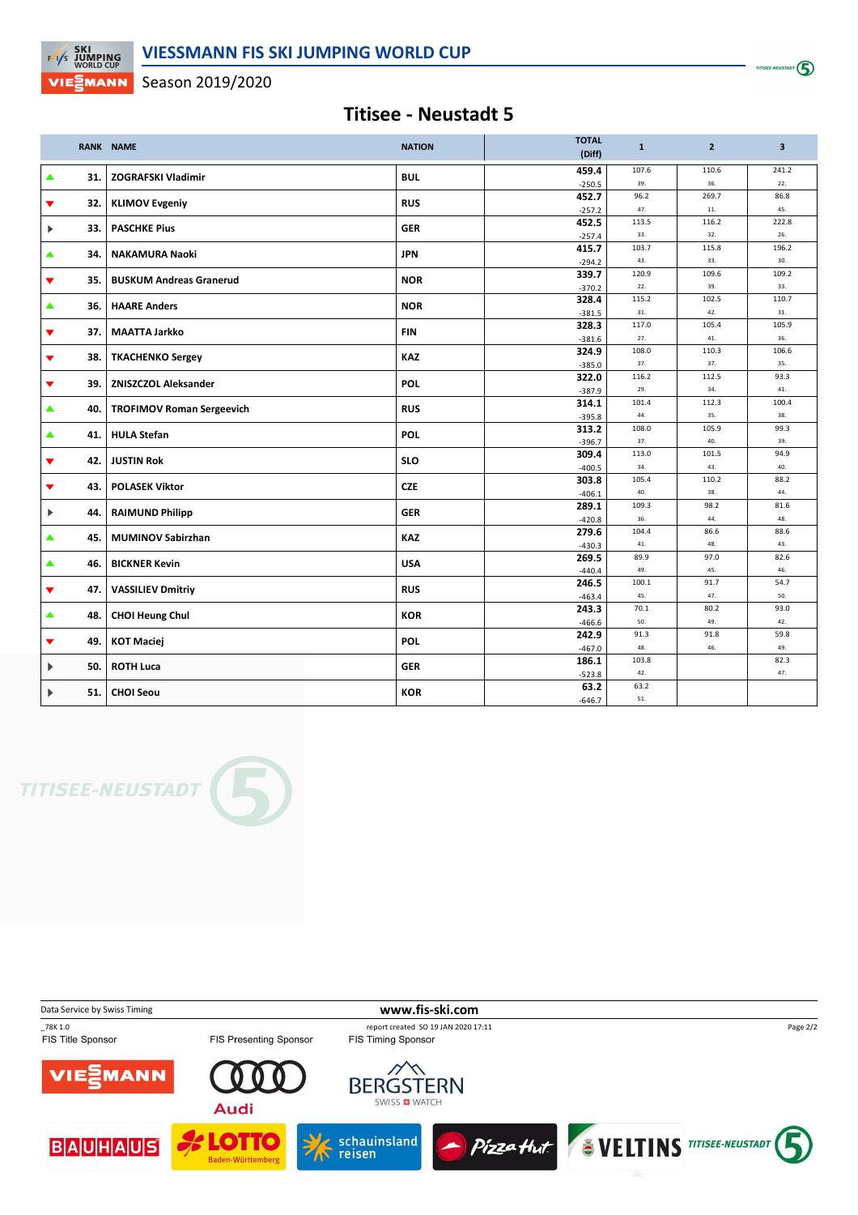# VIESSMANN FIS SKI JUMPING WORLD CUP

Season 2019/2020

## Titisee - Neustadt 5

| | RANK | NAME | NATION | TOTAL (Diff) | 1 | 2 | 3 |
|---|---|---|---|---|---|---|---|
| ▲ | 31. | ZOGRAFSKI Vladimir | BUL | 459.4 -250.5 | 107.6 39. | 110.6 36. | 241.2 22. |
| ▼ | 32. | KLIMOV Evgeniy | RUS | 452.7 -257.2 | 96.2 47. | 269.7 11. | 86.8 45. |
| ► | 33. | PASCHKE Pius | GER | 452.5 -257.4 | 113.5 33. | 116.2 32. | 222.8 26. |
| ▲ | 34. | NAKAMURA Naoki | JPN | 415.7 -294.2 | 103.7 43. | 115.8 33. | 196.2 30. |
| ▼ | 35. | BUSKUM Andreas Granerud | NOR | 339.7 -370.2 | 120.9 22. | 109.6 39. | 109.2 33. |
| ▲ | 36. | HAARE Anders | NOR | 328.4 -381.5 | 115.2 31. | 102.5 42. | 110.7 31. |
| ▼ | 37. | MAATTA Jarkko | FIN | 328.3 -381.6 | 117.0 27. | 105.4 41. | 105.9 36. |
| ▼ | 38. | TKACHENKO Sergey | KAZ | 324.9 -385.0 | 108.0 37. | 110.3 37. | 106.6 35. |
| ▼ | 39. | ZNISZCZOL Aleksander | POL | 322.0 -387.9 | 116.2 29. | 112.5 34. | 93.3 41. |
| ▲ | 40. | TROFIMOV Roman Sergeevich | RUS | 314.1 -395.8 | 101.4 44. | 112.3 35. | 100.4 38. |
| ▲ | 41. | HULA Stefan | POL | 313.2 -396.7 | 108.0 37. | 105.9 40. | 99.3 39. |
| ▼ | 42. | JUSTIN Rok | SLO | 309.4 -400.5 | 113.0 34. | 101.5 43. | 94.9 40. |
| ▼ | 43. | POLASEK Viktor | CZE | 303.8 -406.1 | 105.4 40. | 110.2 38. | 88.2 44. |
| ► | 44. | RAIMUND Philipp | GER | 289.1 -420.8 | 109.3 36. | 98.2 44. | 81.6 48. |
| ▲ | 45. | MUMINOV Sabirzhan | KAZ | 279.6 -430.3 | 104.4 41. | 86.6 48. | 88.6 43. |
| ▲ | 46. | BICKNER Kevin | USA | 269.5 -440.4 | 89.9 49. | 97.0 45. | 82.6 46. |
| ▼ | 47. | VASSILIEV Dmitriy | RUS | 246.5 -463.4 | 100.1 45. | 91.7 47. | 54.7 50. |
| ▲ | 48. | CHOI Heung Chul | KOR | 243.3 -466.6 | 70.1 50. | 80.2 49. | 93.0 42. |
| ▼ | 49. | KOT Maciej | POL | 242.9 -467.0 | 91.3 48. | 91.8 46. | 59.8 49. |
| ► | 50. | ROTH Luca | GER | 186.1 -523.8 | 103.8 42. | | 82.3 47. |
| ► | 51. | CHOI Seou | KOR | 63.2 -646.7 | 63.2 51. | | |

Data Service by Swiss Timing

www.fis-ski.com

_78K 1.0

report created SO 19 JAN 2020 17:11

FIS Title Sponsor: VIESSMANN

FIS Presenting Sponsor: Audi

FIS Timing Sponsor: BERGSTERN SWISS WATCH

BAUHAUS, LOTTO Baden-Württemberg, schauinsland reisen, Pizza Hut, VELTINS, TITISEE-NEUSTADT